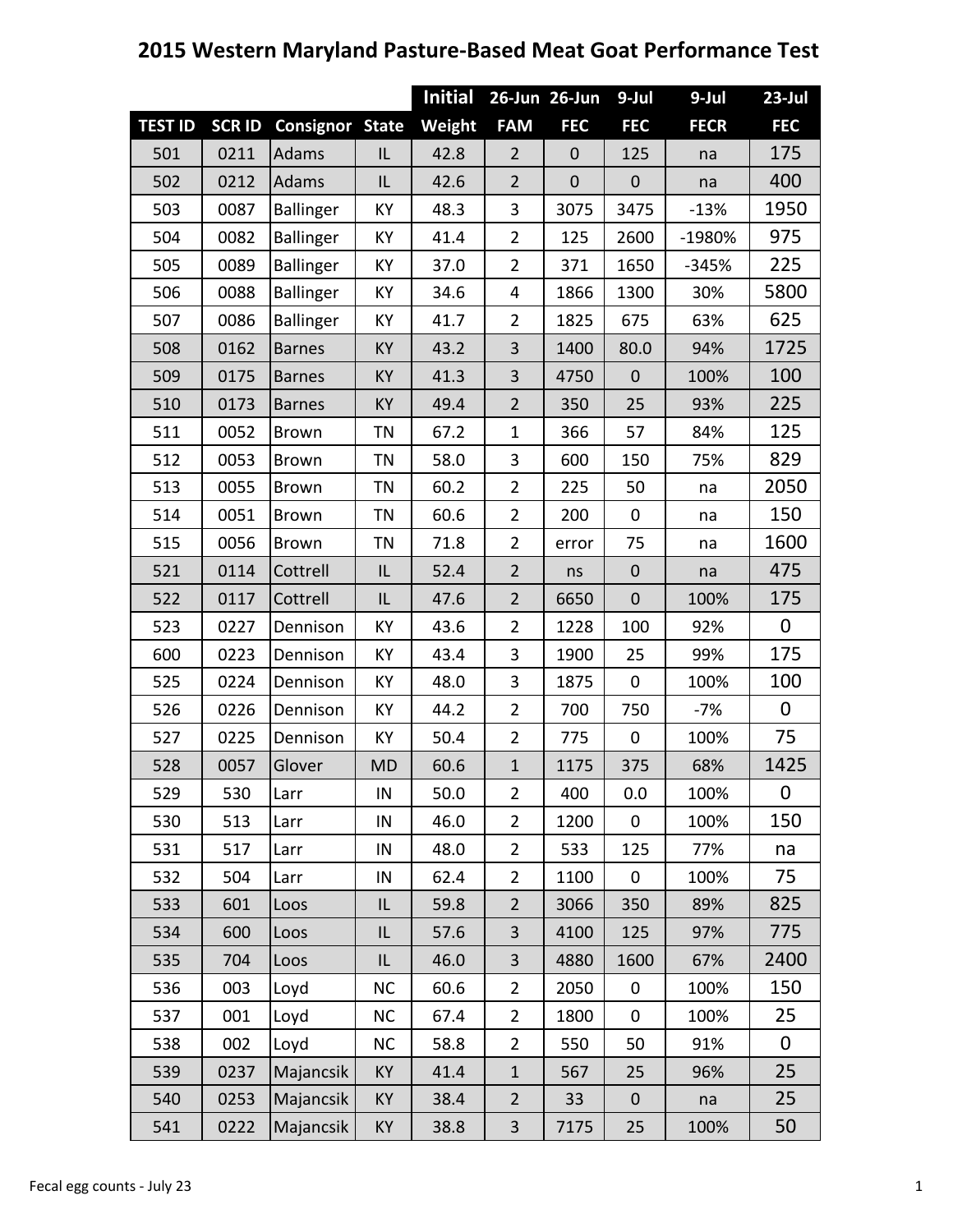# 2015 Western Maryland Pasture-Based Meat Goat Performance Test

| | | | | Initial | 26-Jun | 26-Jun | 9-Jul | 9-Jul | 23-Jul |
|---|---|---|---|---|---|---|---|---|---|
| TEST ID | SCR ID | Consignor | State | Weight | FAM | FEC | FEC | FECR | FEC |
| 501 | 0211 | Adams | IL | 42.8 | 2 | 0 | 125 | na | 175 |
| 502 | 0212 | Adams | IL | 42.6 | 2 | 0 | 0 | na | 400 |
| 503 | 0087 | Ballinger | KY | 48.3 | 3 | 3075 | 3475 | -13% | 1950 |
| 504 | 0082 | Ballinger | KY | 41.4 | 2 | 125 | 2600 | -1980% | 975 |
| 505 | 0089 | Ballinger | KY | 37.0 | 2 | 371 | 1650 | -345% | 225 |
| 506 | 0088 | Ballinger | KY | 34.6 | 4 | 1866 | 1300 | 30% | 5800 |
| 507 | 0086 | Ballinger | KY | 41.7 | 2 | 1825 | 675 | 63% | 625 |
| 508 | 0162 | Barnes | KY | 43.2 | 3 | 1400 | 80.0 | 94% | 1725 |
| 509 | 0175 | Barnes | KY | 41.3 | 3 | 4750 | 0 | 100% | 100 |
| 510 | 0173 | Barnes | KY | 49.4 | 2 | 350 | 25 | 93% | 225 |
| 511 | 0052 | Brown | TN | 67.2 | 1 | 366 | 57 | 84% | 125 |
| 512 | 0053 | Brown | TN | 58.0 | 3 | 600 | 150 | 75% | 829 |
| 513 | 0055 | Brown | TN | 60.2 | 2 | 225 | 50 | na | 2050 |
| 514 | 0051 | Brown | TN | 60.6 | 2 | 200 | 0 | na | 150 |
| 515 | 0056 | Brown | TN | 71.8 | 2 | error | 75 | na | 1600 |
| 521 | 0114 | Cottrell | IL | 52.4 | 2 | ns | 0 | na | 475 |
| 522 | 0117 | Cottrell | IL | 47.6 | 2 | 6650 | 0 | 100% | 175 |
| 523 | 0227 | Dennison | KY | 43.6 | 2 | 1228 | 100 | 92% | 0 |
| 600 | 0223 | Dennison | KY | 43.4 | 3 | 1900 | 25 | 99% | 175 |
| 525 | 0224 | Dennison | KY | 48.0 | 3 | 1875 | 0 | 100% | 100 |
| 526 | 0226 | Dennison | KY | 44.2 | 2 | 700 | 750 | -7% | 0 |
| 527 | 0225 | Dennison | KY | 50.4 | 2 | 775 | 0 | 100% | 75 |
| 528 | 0057 | Glover | MD | 60.6 | 1 | 1175 | 375 | 68% | 1425 |
| 529 | 530 | Larr | IN | 50.0 | 2 | 400 | 0.0 | 100% | 0 |
| 530 | 513 | Larr | IN | 46.0 | 2 | 1200 | 0 | 100% | 150 |
| 531 | 517 | Larr | IN | 48.0 | 2 | 533 | 125 | 77% | na |
| 532 | 504 | Larr | IN | 62.4 | 2 | 1100 | 0 | 100% | 75 |
| 533 | 601 | Loos | IL | 59.8 | 2 | 3066 | 350 | 89% | 825 |
| 534 | 600 | Loos | IL | 57.6 | 3 | 4100 | 125 | 97% | 775 |
| 535 | 704 | Loos | IL | 46.0 | 3 | 4880 | 1600 | 67% | 2400 |
| 536 | 003 | Loyd | NC | 60.6 | 2 | 2050 | 0 | 100% | 150 |
| 537 | 001 | Loyd | NC | 67.4 | 2 | 1800 | 0 | 100% | 25 |
| 538 | 002 | Loyd | NC | 58.8 | 2 | 550 | 50 | 91% | 0 |
| 539 | 0237 | Majancsik | KY | 41.4 | 1 | 567 | 25 | 96% | 25 |
| 540 | 0253 | Majancsik | KY | 38.4 | 2 | 33 | 0 | na | 25 |
| 541 | 0222 | Majancsik | KY | 38.8 | 3 | 7175 | 25 | 100% | 50 |

Fecal egg counts - July 23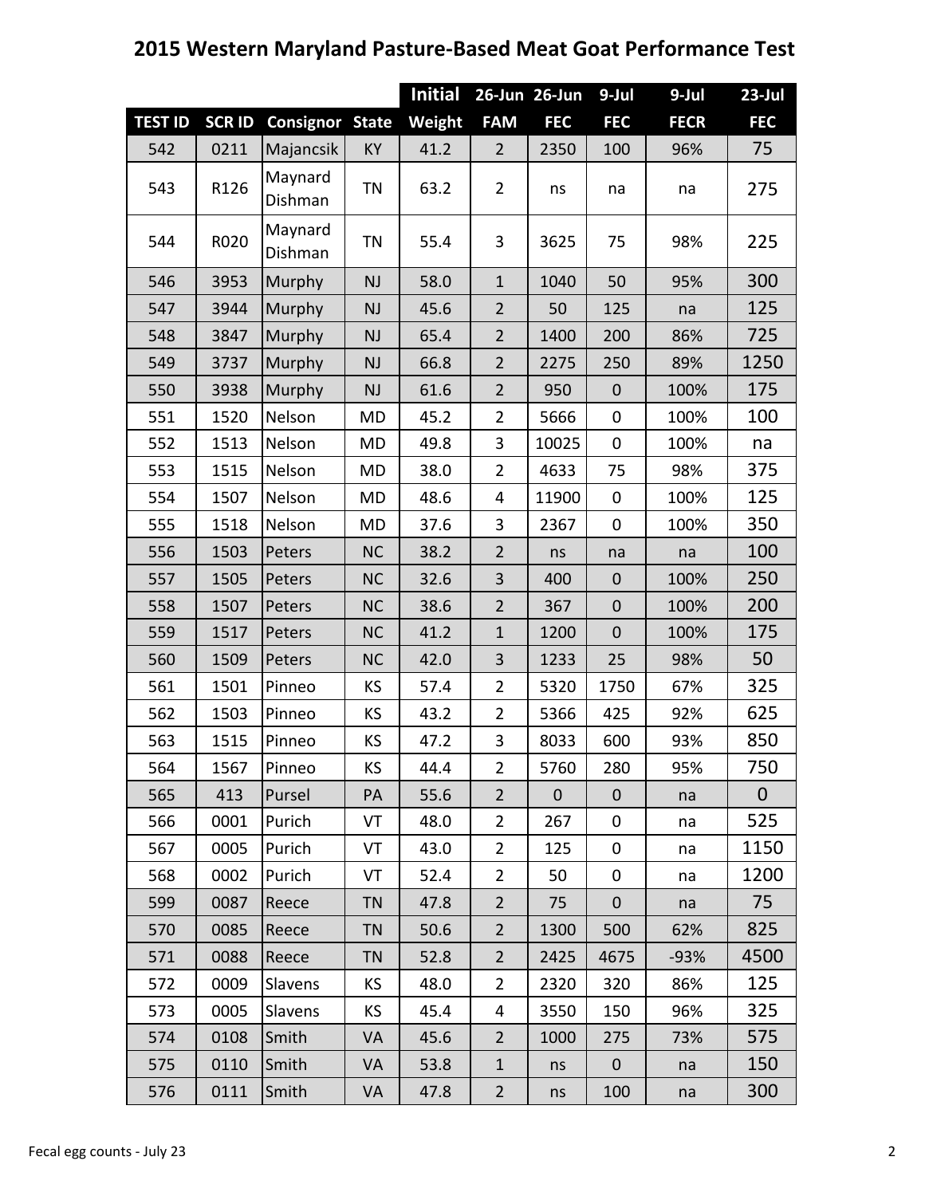# 2015 Western Maryland Pasture-Based Meat Goat Performance Test

| TEST ID | SCR ID | Consignor | State | Initial Weight | 26-Jun FAM | 26-Jun FEC | 9-Jul FEC | 9-Jul FECR | 23-Jul FEC |
|---|---|---|---|---|---|---|---|---|---|
| 542 | 0211 | Majancsik | KY | 41.2 | 2 | 2350 | 100 | 96% | 75 |
| 543 | R126 | Maynard Dishman | TN | 63.2 | 2 | ns | na | na | 275 |
| 544 | R020 | Maynard Dishman | TN | 55.4 | 3 | 3625 | 75 | 98% | 225 |
| 546 | 3953 | Murphy | NJ | 58.0 | 1 | 1040 | 50 | 95% | 300 |
| 547 | 3944 | Murphy | NJ | 45.6 | 2 | 50 | 125 | na | 125 |
| 548 | 3847 | Murphy | NJ | 65.4 | 2 | 1400 | 200 | 86% | 725 |
| 549 | 3737 | Murphy | NJ | 66.8 | 2 | 2275 | 250 | 89% | 1250 |
| 550 | 3938 | Murphy | NJ | 61.6 | 2 | 950 | 0 | 100% | 175 |
| 551 | 1520 | Nelson | MD | 45.2 | 2 | 5666 | 0 | 100% | 100 |
| 552 | 1513 | Nelson | MD | 49.8 | 3 | 10025 | 0 | 100% | na |
| 553 | 1515 | Nelson | MD | 38.0 | 2 | 4633 | 75 | 98% | 375 |
| 554 | 1507 | Nelson | MD | 48.6 | 4 | 11900 | 0 | 100% | 125 |
| 555 | 1518 | Nelson | MD | 37.6 | 3 | 2367 | 0 | 100% | 350 |
| 556 | 1503 | Peters | NC | 38.2 | 2 | ns | na | na | 100 |
| 557 | 1505 | Peters | NC | 32.6 | 3 | 400 | 0 | 100% | 250 |
| 558 | 1507 | Peters | NC | 38.6 | 2 | 367 | 0 | 100% | 200 |
| 559 | 1517 | Peters | NC | 41.2 | 1 | 1200 | 0 | 100% | 175 |
| 560 | 1509 | Peters | NC | 42.0 | 3 | 1233 | 25 | 98% | 50 |
| 561 | 1501 | Pinneo | KS | 57.4 | 2 | 5320 | 1750 | 67% | 325 |
| 562 | 1503 | Pinneo | KS | 43.2 | 2 | 5366 | 425 | 92% | 625 |
| 563 | 1515 | Pinneo | KS | 47.2 | 3 | 8033 | 600 | 93% | 850 |
| 564 | 1567 | Pinneo | KS | 44.4 | 2 | 5760 | 280 | 95% | 750 |
| 565 | 413 | Pursel | PA | 55.6 | 2 | 0 | 0 | na | 0 |
| 566 | 0001 | Purich | VT | 48.0 | 2 | 267 | 0 | na | 525 |
| 567 | 0005 | Purich | VT | 43.0 | 2 | 125 | 0 | na | 1150 |
| 568 | 0002 | Purich | VT | 52.4 | 2 | 50 | 0 | na | 1200 |
| 599 | 0087 | Reece | TN | 47.8 | 2 | 75 | 0 | na | 75 |
| 570 | 0085 | Reece | TN | 50.6 | 2 | 1300 | 500 | 62% | 825 |
| 571 | 0088 | Reece | TN | 52.8 | 2 | 2425 | 4675 | -93% | 4500 |
| 572 | 0009 | Slavens | KS | 48.0 | 2 | 2320 | 320 | 86% | 125 |
| 573 | 0005 | Slavens | KS | 45.4 | 4 | 3550 | 150 | 96% | 325 |
| 574 | 0108 | Smith | VA | 45.6 | 2 | 1000 | 275 | 73% | 575 |
| 575 | 0110 | Smith | VA | 53.8 | 1 | ns | 0 | na | 150 |
| 576 | 0111 | Smith | VA | 47.8 | 2 | ns | 100 | na | 300 |

Fecal egg counts - July 23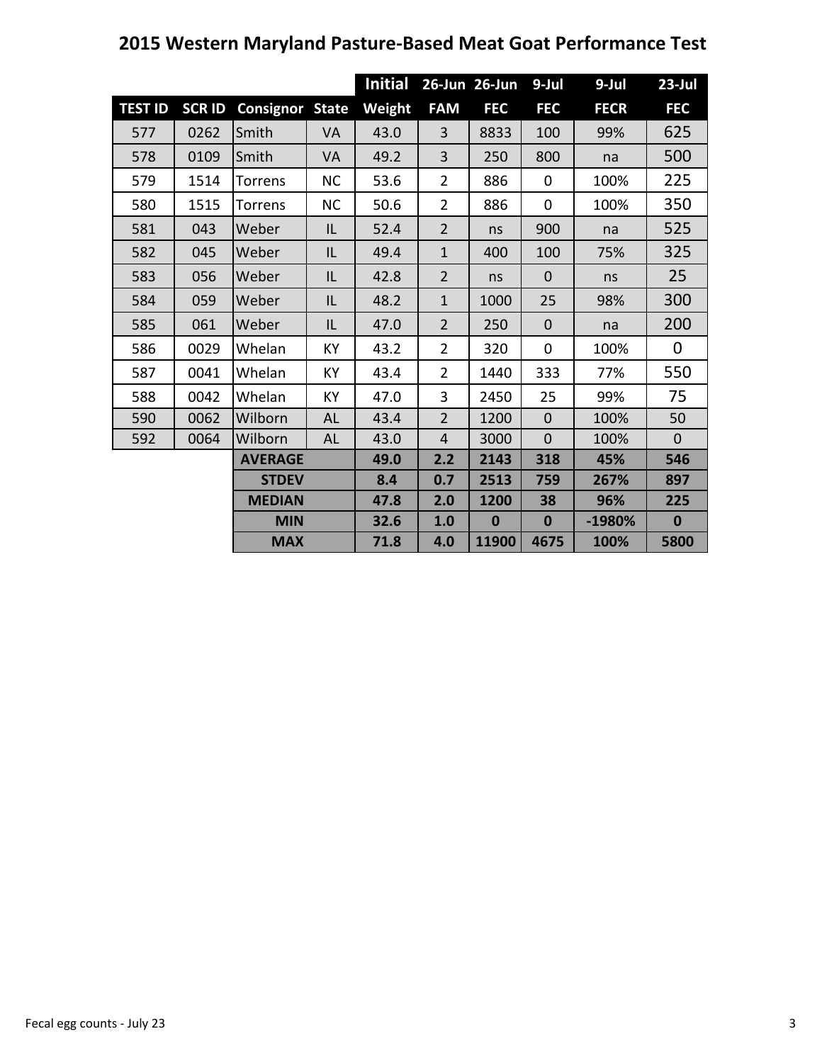# 2015 Western Maryland Pasture-Based Meat Goat Performance Test

| | | | | Initial | 26-Jun | 26-Jun | 9-Jul | 9-Jul | 23-Jul |
|---|---|---|---|---|---|---|---|---|---|
| TEST ID | SCR ID | Consignor | State | Weight | FAM | FEC | FEC | FECR | FEC |
| 577 | 0262 | Smith | VA | 43.0 | 3 | 8833 | 100 | 99% | 625 |
| 578 | 0109 | Smith | VA | 49.2 | 3 | 250 | 800 | na | 500 |
| 579 | 1514 | Torrens | NC | 53.6 | 2 | 886 | 0 | 100% | 225 |
| 580 | 1515 | Torrens | NC | 50.6 | 2 | 886 | 0 | 100% | 350 |
| 581 | 043 | Weber | IL | 52.4 | 2 | ns | 900 | na | 525 |
| 582 | 045 | Weber | IL | 49.4 | 1 | 400 | 100 | 75% | 325 |
| 583 | 056 | Weber | IL | 42.8 | 2 | ns | 0 | ns | 25 |
| 584 | 059 | Weber | IL | 48.2 | 1 | 1000 | 25 | 98% | 300 |
| 585 | 061 | Weber | IL | 47.0 | 2 | 250 | 0 | na | 200 |
| 586 | 0029 | Whelan | KY | 43.2 | 2 | 320 | 0 | 100% | 0 |
| 587 | 0041 | Whelan | KY | 43.4 | 2 | 1440 | 333 | 77% | 550 |
| 588 | 0042 | Whelan | KY | 47.0 | 3 | 2450 | 25 | 99% | 75 |
| 590 | 0062 | Wilborn | AL | 43.4 | 2 | 1200 | 0 | 100% | 50 |
| 592 | 0064 | Wilborn | AL | 43.0 | 4 | 3000 | 0 | 100% | 0 |
| | | **AVERAGE** | | **49.0** | **2.2** | **2143** | **318** | **45%** | **546** |
| | | **STDEV** | | **8.4** | **0.7** | **2513** | **759** | **267%** | **897** |
| | | **MEDIAN** | | **47.8** | **2.0** | **1200** | **38** | **96%** | **225** |
| | | **MIN** | | **32.6** | **1.0** | **0** | **0** | **-1980%** | **0** |
| | | **MAX** | | **71.8** | **4.0** | **11900** | **4675** | **100%** | **5800** |

Fecal egg counts - July 23